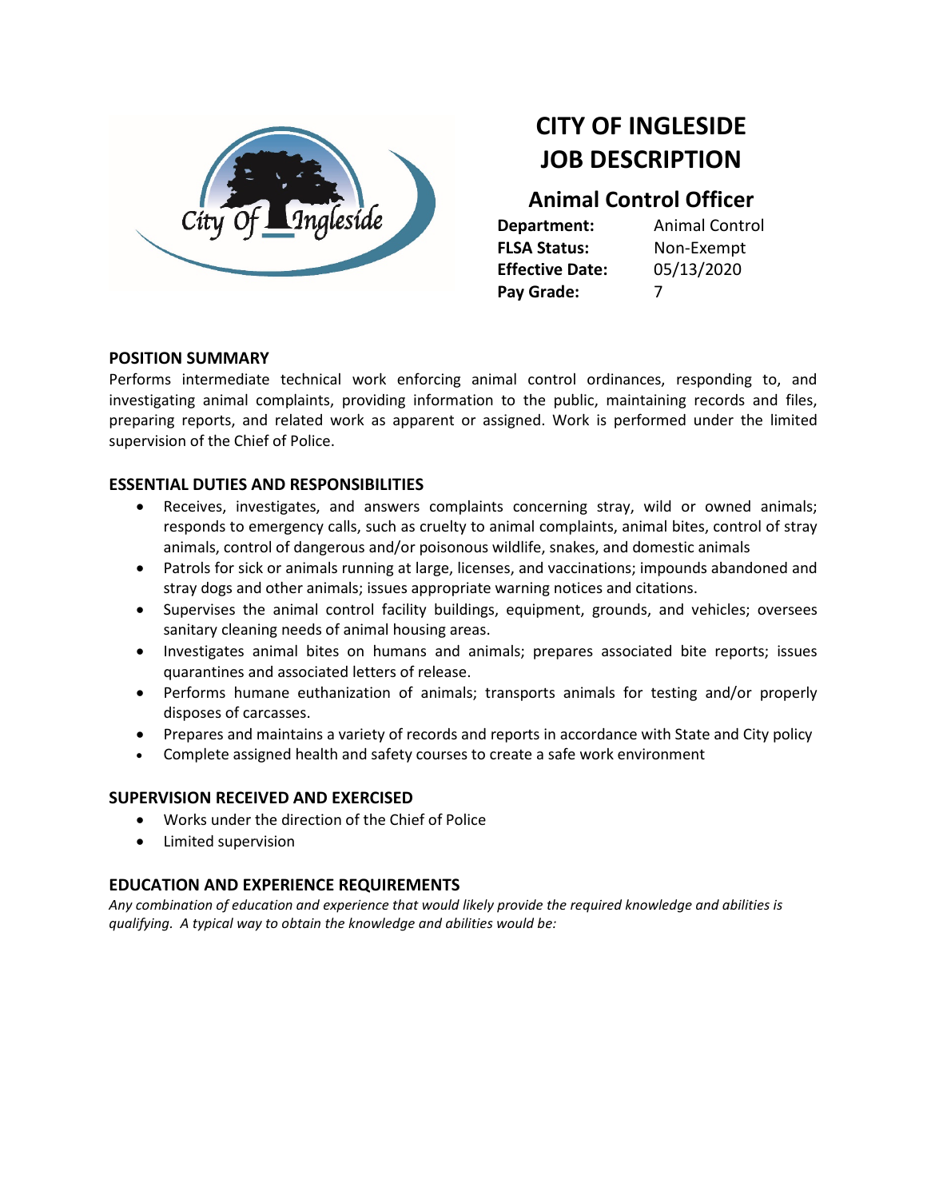# CITY OF INGLESIDE
# JOB DESCRIPTION

## Animal Control Officer

| | |
|---|---|
| **Department:** | Animal Control |
| **FLSA Status:** | Non-Exempt |
| **Effective Date:** | 05/13/2020 |
| **Pay Grade:** | 7 |

### POSITION SUMMARY

Performs intermediate technical work enforcing animal control ordinances, responding to, and investigating animal complaints, providing information to the public, maintaining records and files, preparing reports, and related work as apparent or assigned. Work is performed under the limited supervision of the Chief of Police.

### ESSENTIAL DUTIES AND RESPONSIBILITIES

- Receives, investigates, and answers complaints concerning stray, wild or owned animals; responds to emergency calls, such as cruelty to animal complaints, animal bites, control of stray animals, control of dangerous and/or poisonous wildlife, snakes, and domestic animals
- Patrols for sick or animals running at large, licenses, and vaccinations; impounds abandoned and stray dogs and other animals; issues appropriate warning notices and citations.
- Supervises the animal control facility buildings, equipment, grounds, and vehicles; oversees sanitary cleaning needs of animal housing areas.
- Investigates animal bites on humans and animals; prepares associated bite reports; issues quarantines and associated letters of release.
- Performs humane euthanization of animals; transports animals for testing and/or properly disposes of carcasses.
- Prepares and maintains a variety of records and reports in accordance with State and City policy
- Complete assigned health and safety courses to create a safe work environment

### SUPERVISION RECEIVED AND EXERCISED

- Works under the direction of the Chief of Police
- Limited supervision

### EDUCATION AND EXPERIENCE REQUIREMENTS

*Any combination of education and experience that would likely provide the required knowledge and abilities is qualifying. A typical way to obtain the knowledge and abilities would be:*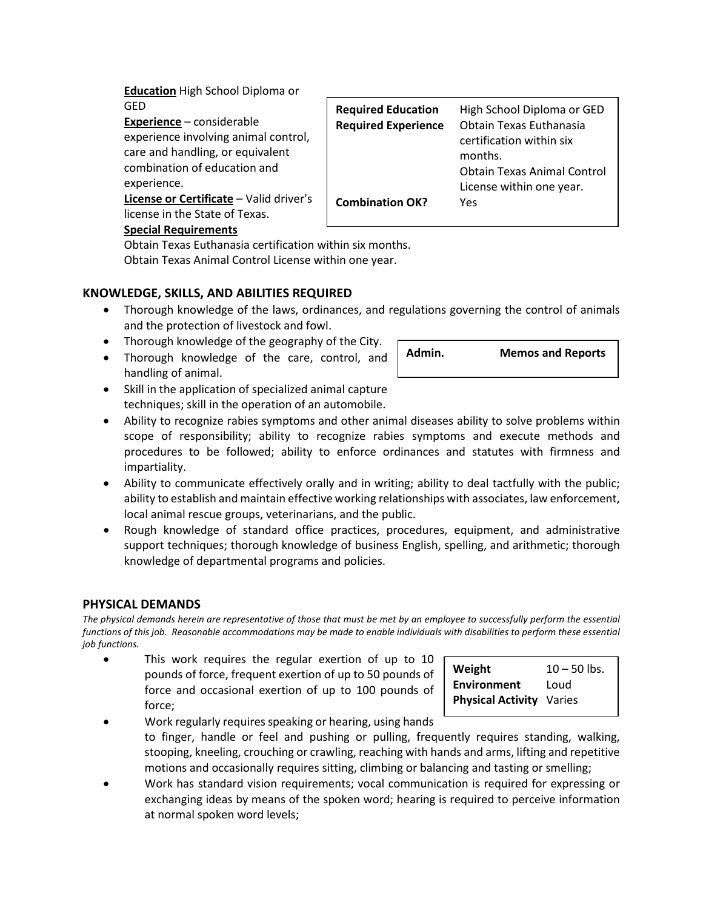**Education** High School Diploma or GED

**Experience** – considerable experience involving animal control, care and handling, or equivalent combination of education and experience.

**License or Certificate** – Valid driver's license in the State of Texas.

**Special Requirements**

Obtain Texas Euthanasia certification within six months.
Obtain Texas Animal Control License within one year.

| **Required Education** | High School Diploma or GED |
|---|---|
| **Required Experience** | Obtain Texas Euthanasia certification within six months. Obtain Texas Animal Control License within one year. |
| **Combination OK?** | Yes |

## KNOWLEDGE, SKILLS, AND ABILITIES REQUIRED

- Thorough knowledge of the laws, ordinances, and regulations governing the control of animals and the protection of livestock and fowl.
- Thorough knowledge of the geography of the City.
- Thorough knowledge of the care, control, and handling of animal.
- Skill in the application of specialized animal capture techniques; skill in the operation of an automobile.
- Ability to recognize rabies symptoms and other animal diseases ability to solve problems within scope of responsibility; ability to recognize rabies symptoms and execute methods and procedures to be followed; ability to enforce ordinances and statutes with firmness and impartiality.
- Ability to communicate effectively orally and in writing; ability to deal tactfully with the public; ability to establish and maintain effective working relationships with associates, law enforcement, local animal rescue groups, veterinarians, and the public.
- Rough knowledge of standard office practices, procedures, equipment, and administrative support techniques; thorough knowledge of business English, spelling, and arithmetic; thorough knowledge of departmental programs and policies.

| **Admin.** | **Memos and Reports** |
|---|---|

## PHYSICAL DEMANDS

*The physical demands herein are representative of those that must be met by an employee to successfully perform the essential functions of this job. Reasonable accommodations may be made to enable individuals with disabilities to perform these essential job functions.*

- This work requires the regular exertion of up to 10 pounds of force, frequent exertion of up to 50 pounds of force and occasional exertion of up to 100 pounds of force;
- Work regularly requires speaking or hearing, using hands to finger, handle or feel and pushing or pulling, frequently requires standing, walking, stooping, kneeling, crouching or crawling, reaching with hands and arms, lifting and repetitive motions and occasionally requires sitting, climbing or balancing and tasting or smelling;
- Work has standard vision requirements; vocal communication is required for expressing or exchanging ideas by means of the spoken word; hearing is required to perceive information at normal spoken word levels;

| **Weight** | 10 – 50 lbs. |
|---|---|
| **Environment** | Loud |
| **Physical Activity** | Varies |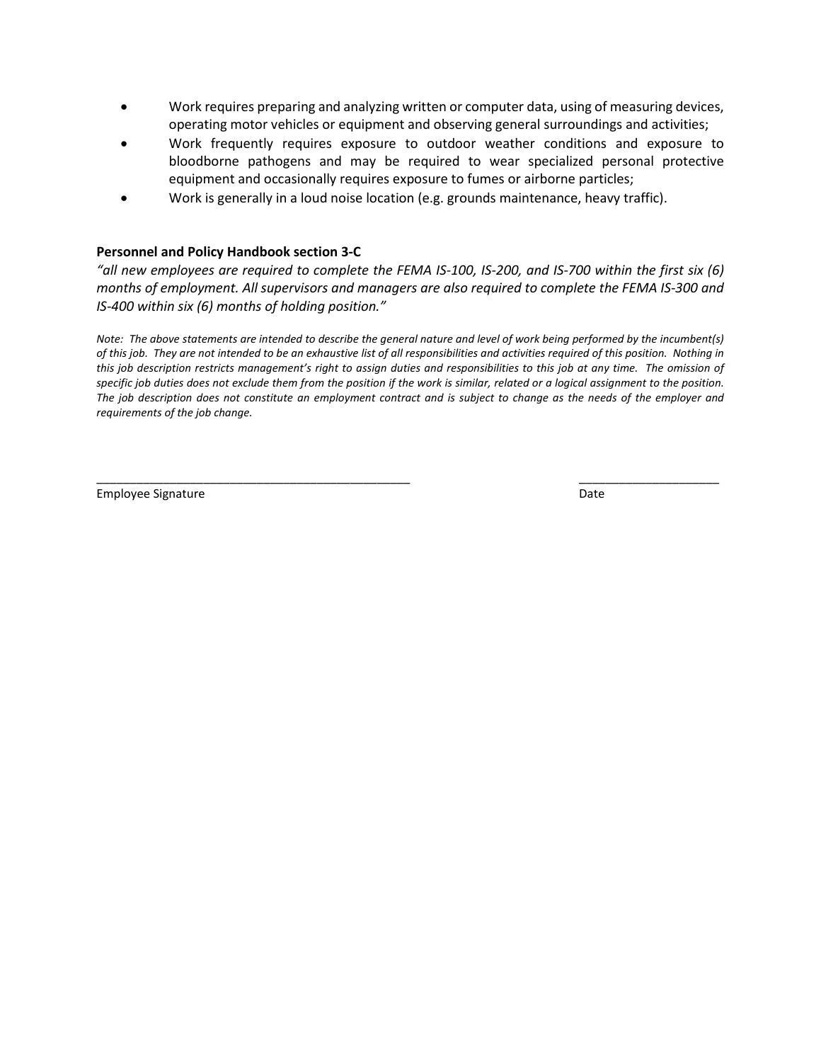- Work requires preparing and analyzing written or computer data, using of measuring devices, operating motor vehicles or equipment and observing general surroundings and activities;
- Work frequently requires exposure to outdoor weather conditions and exposure to bloodborne pathogens and may be required to wear specialized personal protective equipment and occasionally requires exposure to fumes or airborne particles;
- Work is generally in a loud noise location (e.g. grounds maintenance, heavy traffic).

**Personnel and Policy Handbook section 3-C**

*"all new employees are required to complete the FEMA IS-100, IS-200, and IS-700 within the first six (6) months of employment. All supervisors and managers are also required to complete the FEMA IS-300 and IS-400 within six (6) months of holding position."*

*Note: The above statements are intended to describe the general nature and level of work being performed by the incumbent(s) of this job. They are not intended to be an exhaustive list of all responsibilities and activities required of this position. Nothing in this job description restricts management's right to assign duties and responsibilities to this job at any time. The omission of specific job duties does not exclude them from the position if the work is similar, related or a logical assignment to the position. The job description does not constitute an employment contract and is subject to change as the needs of the employer and requirements of the job change.*

_______________________________________________ _____________________

Employee Signature Date